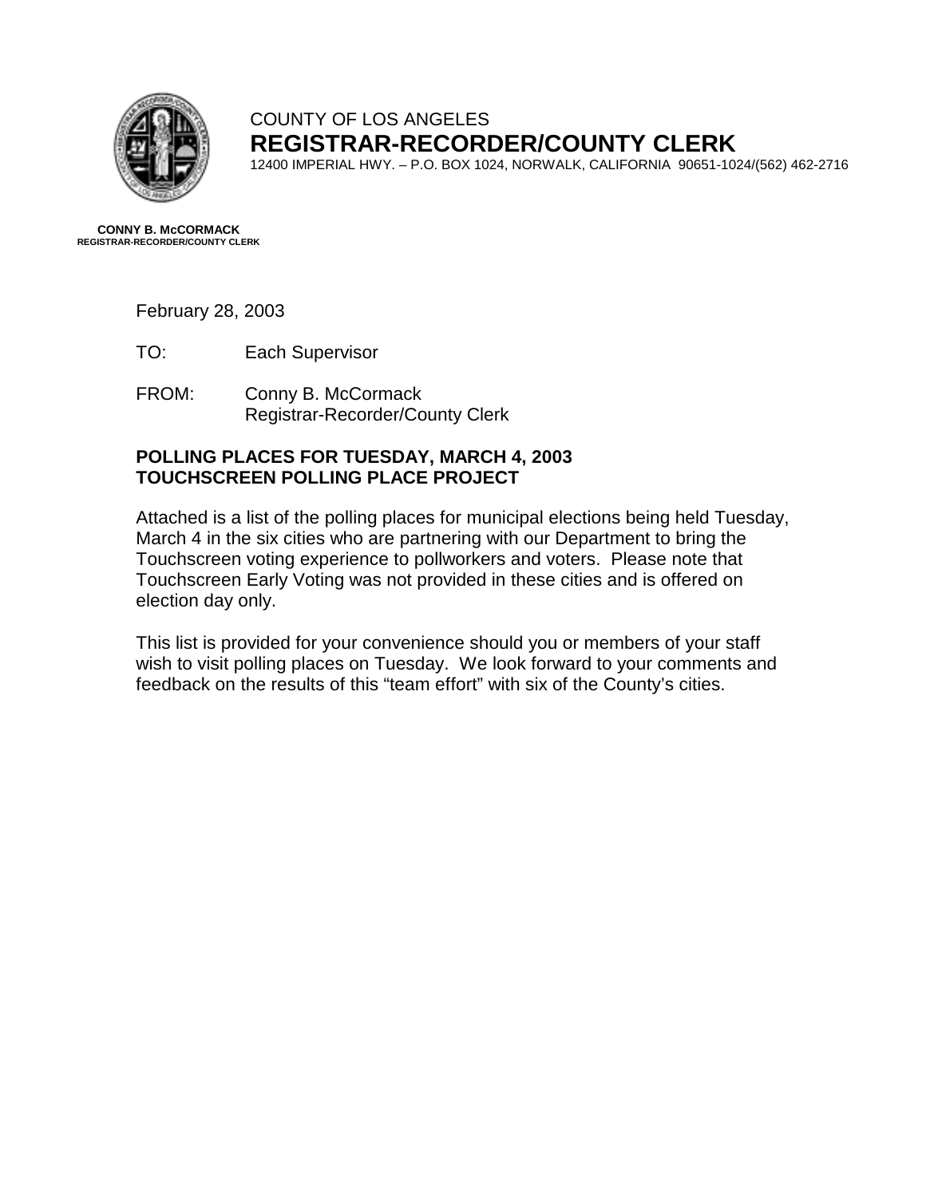COUNTY OF LOS ANGELES

**REGISTRAR-RECORDER/COUNTY CLERK**

12400 IMPERIAL HWY. – P.O. BOX 1024, NORWALK, CALIFORNIA 90651-1024/(562) 462-2716

**CONNY B. McCORMACK**
**REGISTRAR-RECORDER/COUNTY CLERK**

February 28, 2003

TO: Each Supervisor

FROM: Conny B. McCormack
Registrar-Recorder/County Clerk

**POLLING PLACES FOR TUESDAY, MARCH 4, 2003**
**TOUCHSCREEN POLLING PLACE PROJECT**

Attached is a list of the polling places for municipal elections being held Tuesday, March 4 in the six cities who are partnering with our Department to bring the Touchscreen voting experience to pollworkers and voters. Please note that Touchscreen Early Voting was not provided in these cities and is offered on election day only.

This list is provided for your convenience should you or members of your staff wish to visit polling places on Tuesday. We look forward to your comments and feedback on the results of this "team effort" with six of the County's cities.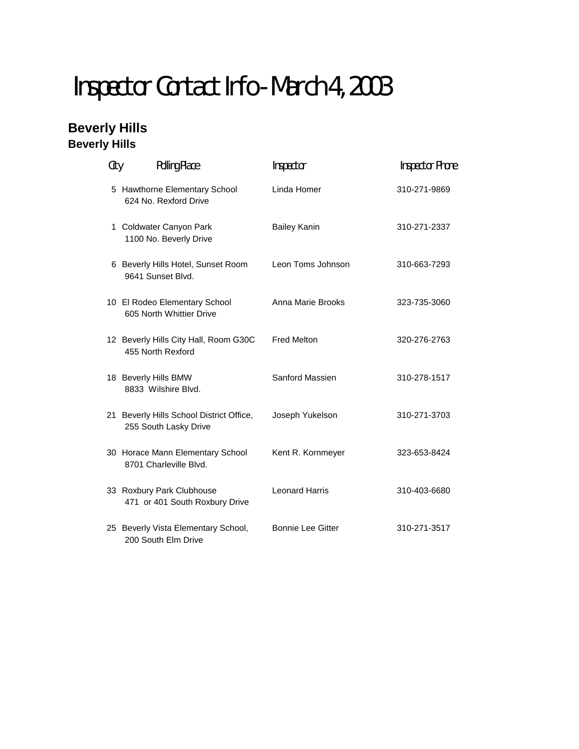# Inspector Contact Info - March 4, 2003

## Beverly Hills

### Beverly Hills

| City | Polling Place | Inspector | Inspector Phone |
|---|---|---|---|
| 5 | Hawthorne Elementary School<br>624 No. Rexford Drive | Linda Homer | 310-271-9869 |
| 1 | Coldwater Canyon Park<br>1100 No. Beverly Drive | Bailey Kanin | 310-271-2337 |
| 6 | Beverly Hills Hotel, Sunset Room<br>9641 Sunset Blvd. | Leon Toms Johnson | 310-663-7293 |
| 10 | El Rodeo Elementary School<br>605 North Whittier Drive | Anna Marie Brooks | 323-735-3060 |
| 12 | Beverly Hills City Hall, Room G30C<br>455 North Rexford | Fred Melton | 320-276-2763 |
| 18 | Beverly Hills BMW<br>8833 Wilshire Blvd. | Sanford Massien | 310-278-1517 |
| 21 | Beverly Hills School District Office,<br>255 South Lasky Drive | Joseph Yukelson | 310-271-3703 |
| 30 | Horace Mann Elementary School<br>8701 Charleville Blvd. | Kent R. Kornmeyer | 323-653-8424 |
| 33 | Roxbury Park Clubhouse<br>471 or 401 South Roxbury Drive | Leonard Harris | 310-403-6680 |
| 25 | Beverly Vista Elementary School,<br>200 South Elm Drive | Bonnie Lee Gitter | 310-271-3517 |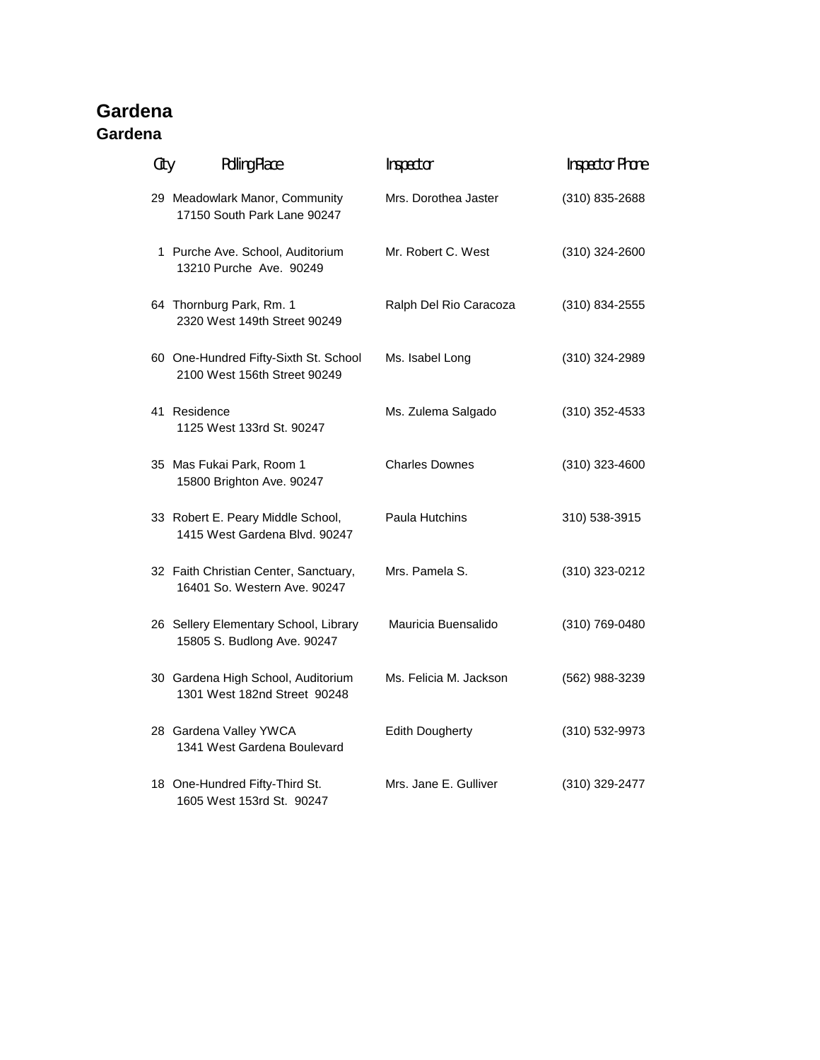# Gardena

## Gardena

| City | Polling Place | Inspector | Inspector Phone |
|---|---|---|---|
| 29 | Meadowlark Manor, Community<br>17150 South Park Lane 90247 | Mrs. Dorothea Jaster | (310) 835-2688 |
| 1 | Purche Ave. School, Auditorium<br>13210 Purche Ave. 90249 | Mr. Robert C. West | (310) 324-2600 |
| 64 | Thornburg Park, Rm. 1<br>2320 West 149th Street 90249 | Ralph Del Rio Caracoza | (310) 834-2555 |
| 60 | One-Hundred Fifty-Sixth St. School<br>2100 West 156th Street 90249 | Ms. Isabel Long | (310) 324-2989 |
| 41 | Residence<br>1125 West 133rd St. 90247 | Ms. Zulema Salgado | (310) 352-4533 |
| 35 | Mas Fukai Park, Room 1<br>15800 Brighton Ave. 90247 | Charles Downes | (310) 323-4600 |
| 33 | Robert E. Peary Middle School,<br>1415 West Gardena Blvd. 90247 | Paula Hutchins | 310) 538-3915 |
| 32 | Faith Christian Center, Sanctuary,<br>16401 So. Western Ave. 90247 | Mrs. Pamela S. | (310) 323-0212 |
| 26 | Sellery Elementary School, Library<br>15805 S. Budlong Ave. 90247 | Mauricia Buensalido | (310) 769-0480 |
| 30 | Gardena High School, Auditorium<br>1301 West 182nd Street 90248 | Ms. Felicia M. Jackson | (562) 988-3239 |
| 28 | Gardena Valley YWCA<br>1341 West Gardena Boulevard | Edith Dougherty | (310) 532-9973 |
| 18 | One-Hundred Fifty-Third St.<br>1605 West 153rd St. 90247 | Mrs. Jane E. Gulliver | (310) 329-2477 |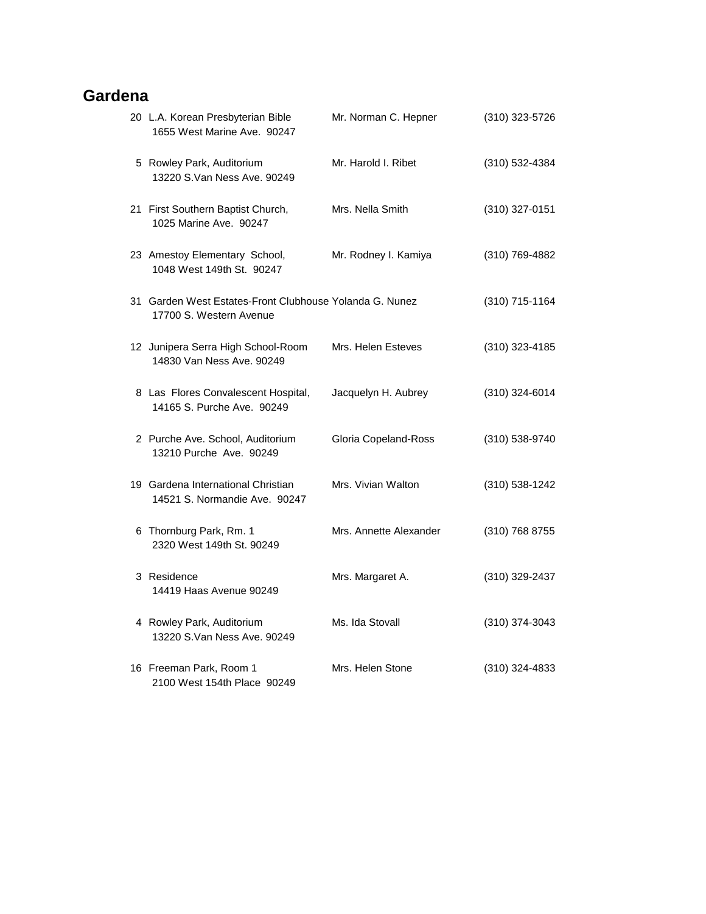## Gardena

| No. | Location | Contact | Phone |
|---|---|---|---|
| 20 | L.A. Korean Presbyterian Bible<br>1655 West Marine Ave. 90247 | Mr. Norman C. Hepner | (310) 323-5726 |
| 5 | Rowley Park, Auditorium<br>13220 S.Van Ness Ave. 90249 | Mr. Harold I. Ribet | (310) 532-4384 |
| 21 | First Southern Baptist Church,<br>1025 Marine Ave. 90247 | Mrs. Nella Smith | (310) 327-0151 |
| 23 | Amestoy Elementary School,<br>1048 West 149th St. 90247 | Mr. Rodney I. Kamiya | (310) 769-4882 |
| 31 | Garden West Estates-Front Clubhouse<br>17700 S. Western Avenue | Yolanda G. Nunez | (310) 715-1164 |
| 12 | Junipera Serra High School-Room<br>14830 Van Ness Ave. 90249 | Mrs. Helen Esteves | (310) 323-4185 |
| 8 | Las Flores Convalescent Hospital,<br>14165 S. Purche Ave. 90249 | Jacquelyn H. Aubrey | (310) 324-6014 |
| 2 | Purche Ave. School, Auditorium<br>13210 Purche Ave. 90249 | Gloria Copeland-Ross | (310) 538-9740 |
| 19 | Gardena International Christian<br>14521 S. Normandie Ave. 90247 | Mrs. Vivian Walton | (310) 538-1242 |
| 6 | Thornburg Park, Rm. 1<br>2320 West 149th St. 90249 | Mrs. Annette Alexander | (310) 768 8755 |
| 3 | Residence<br>14419 Haas Avenue 90249 | Mrs. Margaret A. | (310) 329-2437 |
| 4 | Rowley Park, Auditorium<br>13220 S.Van Ness Ave. 90249 | Ms. Ida Stovall | (310) 374-3043 |
| 16 | Freeman Park, Room 1<br>2100 West 154th Place 90249 | Mrs. Helen Stone | (310) 324-4833 |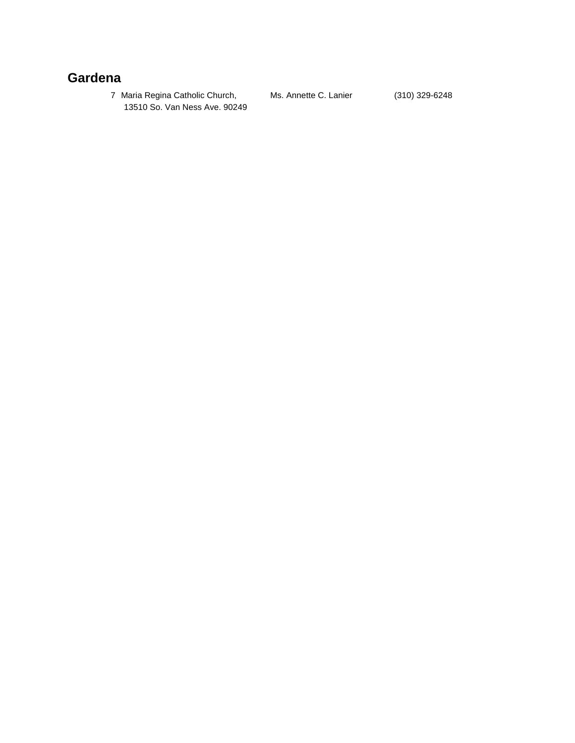## Gardena

| | | | |
|---|---|---|---|
| 7 | Maria Regina Catholic Church, 13510 So. Van Ness Ave. 90249 | Ms. Annette C. Lanier | (310) 329-6248 |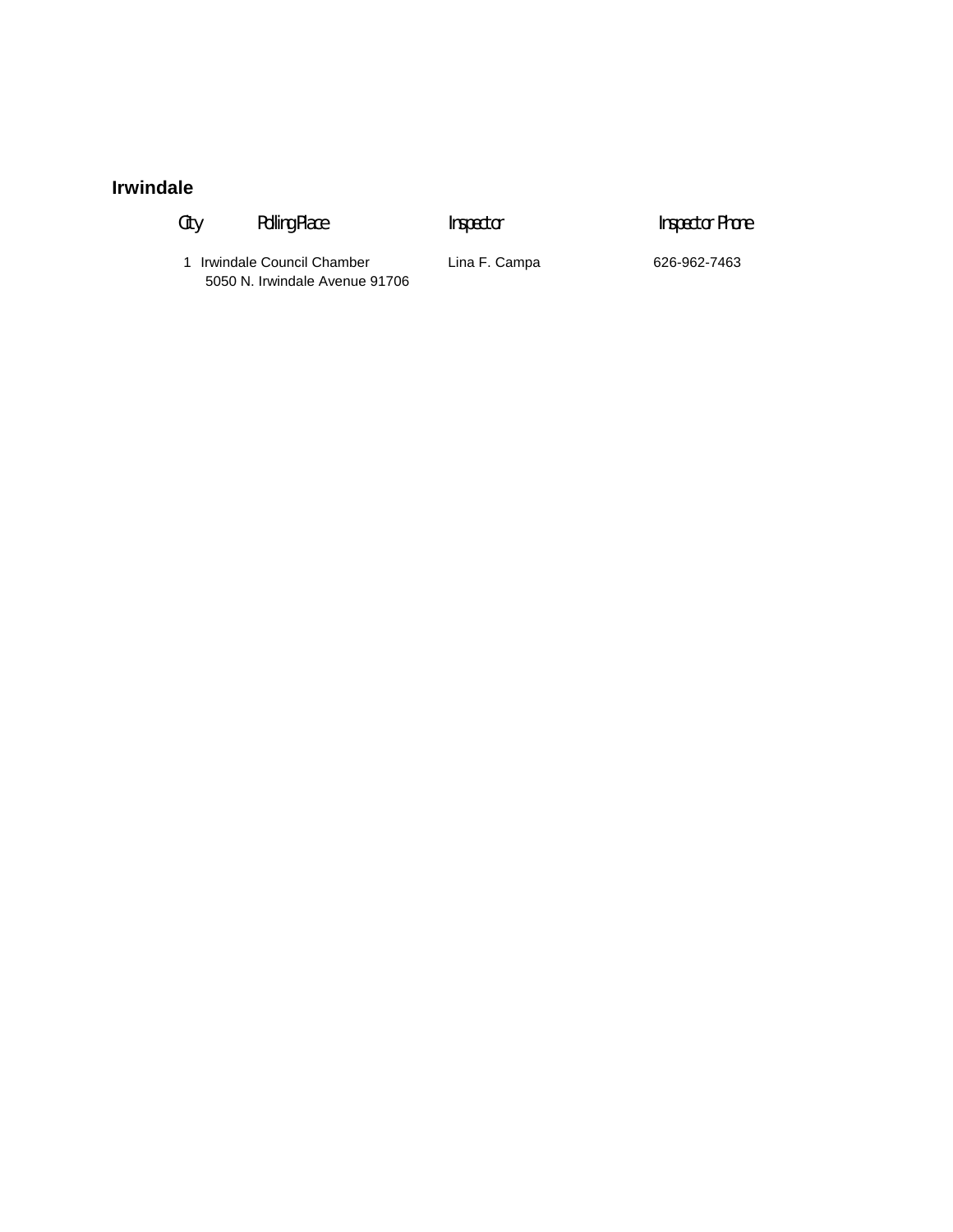## Irwindale

| City | Polling Place | Inspector | Inspector Phone |
|---|---|---|---|
| 1 | Irwindale Council Chamber<br>5050 N. Irwindale Avenue 91706 | Lina F. Campa | 626-962-7463 |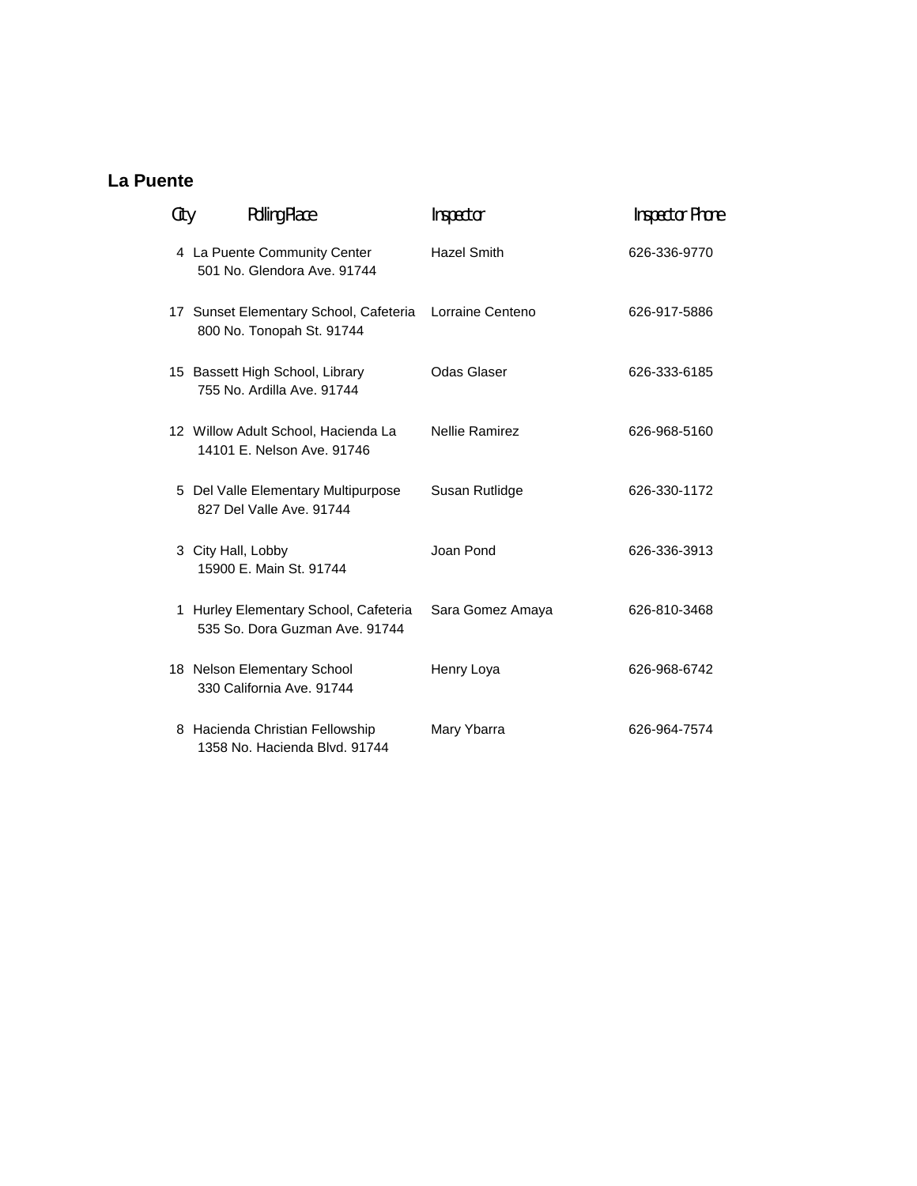## La Puente

| City | Polling Place | Inspector | Inspector Phone |
|---|---|---|---|
| 4 | La Puente Community Center<br>501 No. Glendora Ave. 91744 | Hazel Smith | 626-336-9770 |
| 17 | Sunset Elementary School, Cafeteria<br>800 No. Tonopah St. 91744 | Lorraine Centeno | 626-917-5886 |
| 15 | Bassett High School, Library<br>755 No. Ardilla Ave. 91744 | Odas Glaser | 626-333-6185 |
| 12 | Willow Adult School, Hacienda La<br>14101 E. Nelson Ave. 91746 | Nellie Ramirez | 626-968-5160 |
| 5 | Del Valle Elementary Multipurpose<br>827 Del Valle Ave. 91744 | Susan Rutlidge | 626-330-1172 |
| 3 | City Hall, Lobby<br>15900 E. Main St. 91744 | Joan Pond | 626-336-3913 |
| 1 | Hurley Elementary School, Cafeteria<br>535 So. Dora Guzman Ave. 91744 | Sara Gomez Amaya | 626-810-3468 |
| 18 | Nelson Elementary School<br>330 California Ave. 91744 | Henry Loya | 626-968-6742 |
| 8 | Hacienda Christian Fellowship<br>1358 No. Hacienda Blvd. 91744 | Mary Ybarra | 626-964-7574 |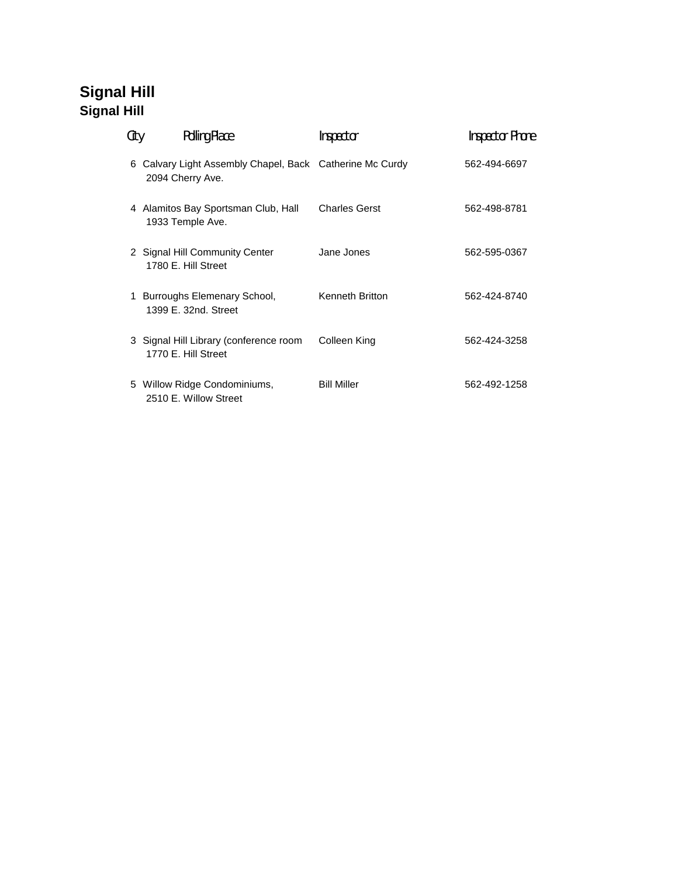# Signal Hill

## Signal Hill

| City | Polling Place | Inspector | Inspector Phone |
|---|---|---|---|
| 6 | Calvary Light Assembly Chapel, Back<br>2094 Cherry Ave. | Catherine Mc Curdy | 562-494-6697 |
| 4 | Alamitos Bay Sportsman Club, Hall<br>1933 Temple Ave. | Charles Gerst | 562-498-8781 |
| 2 | Signal Hill Community Center<br>1780 E. Hill Street | Jane Jones | 562-595-0367 |
| 1 | Burroughs Elemenary School,<br>1399 E. 32nd. Street | Kenneth Britton | 562-424-8740 |
| 3 | Signal Hill Library (conference room<br>1770 E. Hill Street | Colleen King | 562-424-3258 |
| 5 | Willow Ridge Condominiums,<br>2510 E. Willow Street | Bill Miller | 562-492-1258 |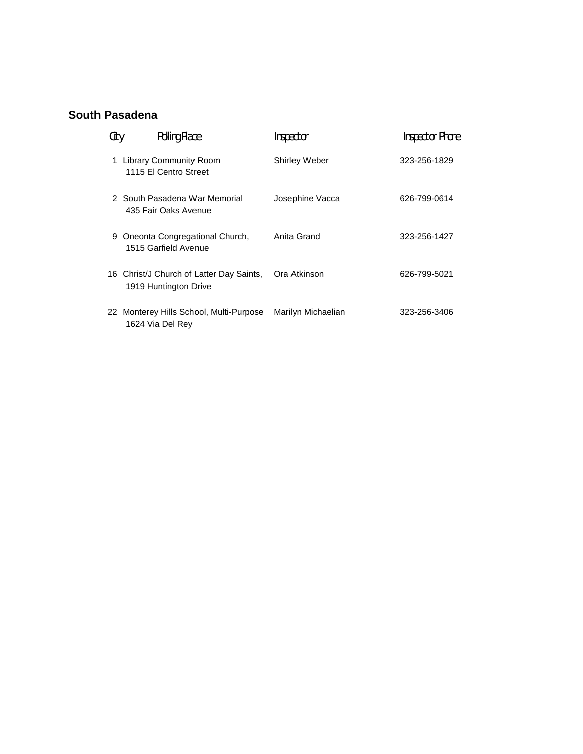## South Pasadena

| City | Polling Place | Inspector | Inspector Phone |
|---|---|---|---|
| 1 | Library Community Room<br>1115 El Centro Street | Shirley Weber | 323-256-1829 |
| 2 | South Pasadena War Memorial<br>435 Fair Oaks Avenue | Josephine Vacca | 626-799-0614 |
| 9 | Oneonta Congregational Church,<br>1515 Garfield Avenue | Anita Grand | 323-256-1427 |
| 16 | Christ/J Church of Latter Day Saints,<br>1919 Huntington Drive | Ora Atkinson | 626-799-5021 |
| 22 | Monterey Hills School, Multi-Purpose<br>1624 Via Del Rey | Marilyn Michaelian | 323-256-3406 |